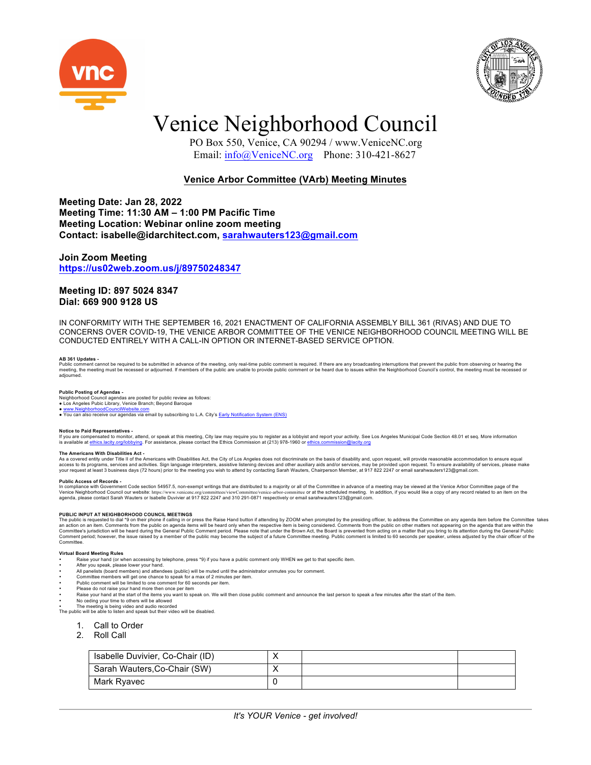# Venice Neighborhood Council

PO Box 550, Venice, CA 90294 / www.VeniceNC.org
Email: info@VeniceNC.org  Phone: 310-421-8627

## Venice Arbor Committee (VArb) Meeting Minutes

**Meeting Date: Jan 28, 2022**
**Meeting Time: 11:30 AM – 1:00 PM Pacific Time**
**Meeting Location: Webinar online zoom meeting**
**Contact: isabelle@idarchitect.com, sarahwauters123@gmail.com**

**Join Zoom Meeting**
**https://us02web.zoom.us/j/89750248347**

**Meeting ID: 897 5024 8347**
**Dial: 669 900 9128 US**

IN CONFORMITY WITH THE SEPTEMBER 16, 2021 ENACTMENT OF CALIFORNIA ASSEMBLY BILL 361 (RIVAS) AND DUE TO CONCERNS OVER COVID-19, THE VENICE ARBOR COMMITTEE OF THE VENICE NEIGHBORHOOD COUNCIL MEETING WILL BE CONDUCTED ENTIRELY WITH A CALL-IN OPTION OR INTERNET-BASED SERVICE OPTION.

**AB 361 Updates -**
Public comment cannot be required to be submitted in advance of the meeting, only real-time public comment is required. If there are any broadcasting interruptions that prevent the public from observing or hearing the meeting, the meeting must be recessed or adjourned. If members of the public are unable to provide public comment or be heard due to issues within the Neighborhood Council's control, the meeting must be recessed or adjourned.

**Public Posting of Agendas -**
Neighborhood Council agendas are posted for public review as follows:
- Los Angeles Pubic Library, Venice Branch; Beyond Baroque
- www.NeighborhoodCouncilWebsite.com
- You can also receive our agendas via email by subscribing to L.A. City's Early Notification System (ENS)

**Notice to Paid Representatives -**
If you are compensated to monitor, attend, or speak at this meeting, City law may require you to register as a lobbyist and report your activity. See Los Angeles Municipal Code Section 48.01 et seq. More information is available at ethics.lacity.org/lobbying. For assistance, please contact the Ethics Commission at (213) 978-1960 or ethics.commission@lacity.org

**The Americans With Disabilities Act -**
As a covered entity under Title II of the Americans with Disabilities Act, the City of Los Angeles does not discriminate on the basis of disability and, upon request, will provide reasonable accommodation to ensure equal access to its programs, services and activities. Sign language interpreters, assistive listening devices and other auxiliary aids and/or services, may be provided upon request. To ensure availability of services, please make your request at least 3 business days (72 hours) prior to the meeting you wish to attend by contacting Sarah Wauters, Chairperson Member, at 917 822 2247 or email sarahwauters123@gmail.com.

**Public Access of Records -**
In compliance with Government Code section 54957.5, non-exempt writings that are distributed to a majority or all of the Committee in advance of a meeting may be viewed at the Venice Arbor Committee page of the Venice Neighborhood Council our website: https://www.venicenc.org/committees/viewCommittee/venice-arbor-committee or at the scheduled meeting. In addition, if you would like a copy of any record related to an item on the agenda, please contact Sarah Wauters or Isabelle Duvivier at 917 822 2247 and 310 291-0871 respectively or email sarahwauters123@gmail.com.

**PUBLIC INPUT AT NEIGHBORHOOD COUNCIL MEETINGS**
The public is requested to dial *9 on their phone if calling in or press the Raise Hand button if attending by ZOOM when prompted by the presiding officer, to address the Committee on any agenda item before the Committee takes an action on an item. Comments from the public on agenda items will be heard only when the respective item is being considered. Comments from the public on other matters not appearing on the agenda that are within the Committee's jurisdiction will be heard during the General Public Comment period. Please note that under the Brown Act, the Board is prevented from acting on a matter that you bring to its attention during the General Public Comment period; however, the issue raised by a member of the public may become the subject of a future Committee meeting. Public comment is limited to 60 seconds per speaker, unless adjusted by the chair officer of the Committee.

**Virtual Board Meeting Rules**
- Raise your hand (or when accessing by telephone, press *9) if you have a public comment only WHEN we get to that specific item.
- After you speak, please lower your hand.
- All panelists (board members) and attendees (public) will be muted until the administrator unmutes you for comment.
- Committee members will get one chance to speak for a max of 2 minutes per item.
- Public comment will be limited to one comment for 60 seconds per item.
- Please do not raise your hand more then once per item
- Raise your hand at the start of the items you want to speak on. We will then close public comment and announce the last person to speak a few minutes after the start of the item.
- No ceding your time to others will be allowed
- The meeting is being video and audio recorded

The public will be able to listen and speak but their video will be disabled.

1. Call to Order
2. Roll Call

| Isabelle Duvivier, Co-Chair (ID) | X | | |
|---|---|---|---|
| Sarah Wauters,Co-Chair (SW) | X | | |
| Mark Ryavec | 0 | | |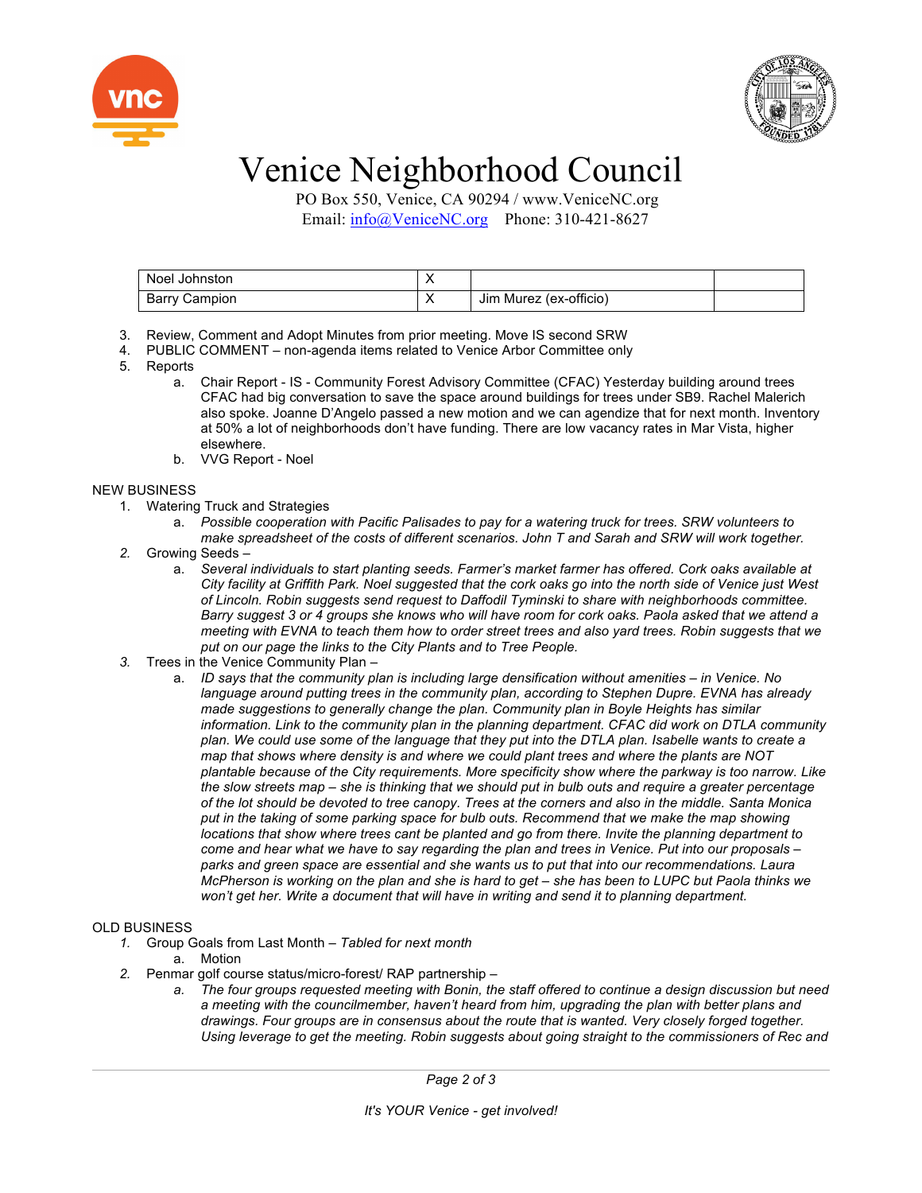# Venice Neighborhood Council

PO Box 550, Venice, CA 90294 / www.VeniceNC.org
Email: info@VeniceNC.org Phone: 310-421-8627

| | | | |
|---|---|---|---|
| Noel Johnston | X | | |
| Barry Campion | X | Jim Murez (ex-officio) | |

3. Review, Comment and Adopt Minutes from prior meeting. Move IS second SRW
4. PUBLIC COMMENT – non-agenda items related to Venice Arbor Committee only
5. Reports
   a. Chair Report - IS - Community Forest Advisory Committee (CFAC) Yesterday building around trees CFAC had big conversation to save the space around buildings for trees under SB9. Rachel Malerich also spoke. Joanne D'Angelo passed a new motion and we can agendize that for next month. Inventory at 50% a lot of neighborhoods don't have funding. There are low vacancy rates in Mar Vista, higher elsewhere.
   b. VVG Report - Noel

NEW BUSINESS

1. Watering Truck and Strategies
   a. *Possible cooperation with Pacific Palisades to pay for a watering truck for trees. SRW volunteers to make spreadsheet of the costs of different scenarios. John T and Sarah and SRW will work together.*
2. Growing Seeds –
   a. *Several individuals to start planting seeds. Farmer's market farmer has offered. Cork oaks available at City facility at Griffith Park. Noel suggested that the cork oaks go into the north side of Venice just West of Lincoln. Robin suggests send request to Daffodil Tyminski to share with neighborhoods committee. Barry suggest 3 or 4 groups she knows who will have room for cork oaks. Paola asked that we attend a meeting with EVNA to teach them how to order street trees and also yard trees. Robin suggests that we put on our page the links to the City Plants and to Tree People.*
3. Trees in the Venice Community Plan –
   a. *ID says that the community plan is including large densification without amenities – in Venice. No language around putting trees in the community plan, according to Stephen Dupre. EVNA has already made suggestions to generally change the plan. Community plan in Boyle Heights has similar information. Link to the community plan in the planning department. CFAC did work on DTLA community plan. We could use some of the language that they put into the DTLA plan. Isabelle wants to create a map that shows where density is and where we could plant trees and where the plants are NOT plantable because of the City requirements. More specificity show where the parkway is too narrow. Like the slow streets map – she is thinking that we should put in bulb outs and require a greater percentage of the lot should be devoted to tree canopy. Trees at the corners and also in the middle. Santa Monica put in the taking of some parking space for bulb outs. Recommend that we make the map showing locations that show where trees cant be planted and go from there. Invite the planning department to come and hear what we have to say regarding the plan and trees in Venice. Put into our proposals – parks and green space are essential and she wants us to put that into our recommendations. Laura McPherson is working on the plan and she is hard to get – she has been to LUPC but Paola thinks we won't get her. Write a document that will have in writing and send it to planning department.*

OLD BUSINESS

1. Group Goals from Last Month – *Tabled for next month*
   a. Motion
2. Penmar golf course status/micro-forest/ RAP partnership –
   a. *The four groups requested meeting with Bonin, the staff offered to continue a design discussion but need a meeting with the councilmember, haven't heard from him, upgrading the plan with better plans and drawings. Four groups are in consensus about the route that is wanted. Very closely forged together. Using leverage to get the meeting. Robin suggests about going straight to the commissioners of Rec and*

It's YOUR Venice - get involved!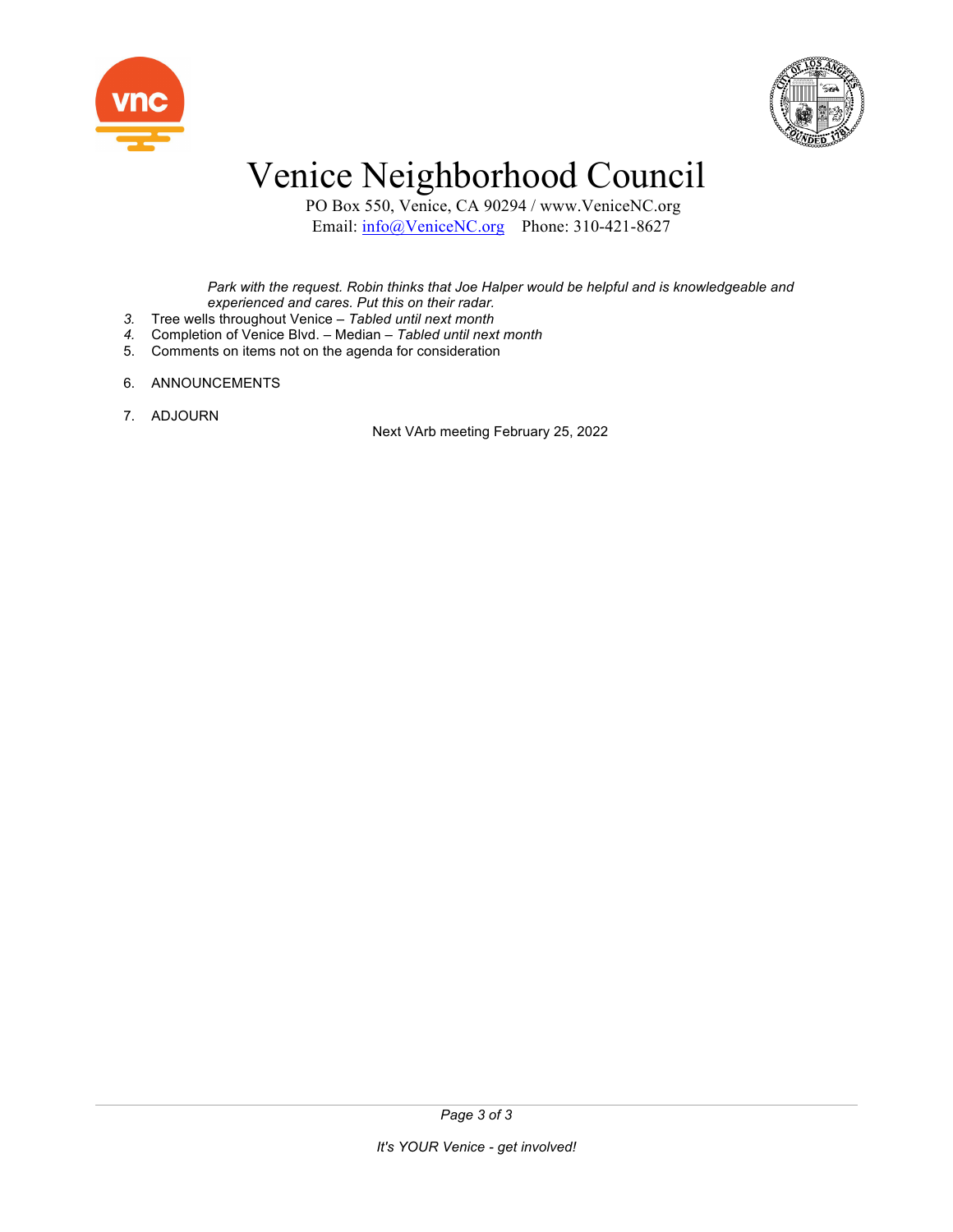# Venice Neighborhood Council

PO Box 550, Venice, CA 90294 / www.VeniceNC.org
Email: info@VeniceNC.org Phone: 310-421-8627

*Park with the request. Robin thinks that Joe Halper would be helpful and is knowledgeable and experienced and cares. Put this on their radar.*

3. Tree wells throughout Venice – *Tabled until next month*
4. Completion of Venice Blvd. – Median – *Tabled until next month*
5. Comments on items not on the agenda for consideration

6. ANNOUNCEMENTS

7. ADJOURN

Next VArb meeting February 25, 2022

*It's YOUR Venice - get involved!*